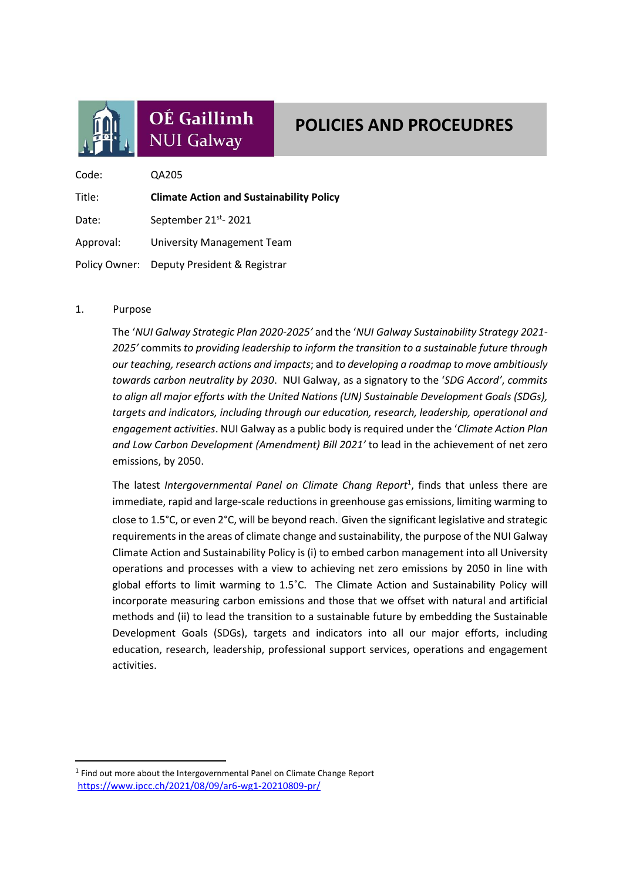OÉ Gaillimh
NUI Galway

# POLICIES AND PROCEUDRES

| | |
|---|---|
| Code: | QA205 |
| Title: | **Climate Action and Sustainability Policy** |
| Date: | September 21st- 2021 |
| Approval: | University Management Team |
| Policy Owner: | Deputy President & Registrar |

## 1. Purpose

The '*NUI Galway Strategic Plan 2020-2025'* and the '*NUI Galway Sustainability Strategy 2021-2025'* commits *to providing leadership to inform the transition to a sustainable future through our teaching, research actions and impacts*; and *to developing a roadmap to move ambitiously towards carbon neutrality by 2030*. NUI Galway, as a signatory to the '*SDG Accord'*, *commits to align all major efforts with the United Nations (UN) Sustainable Development Goals (SDGs), targets and indicators, including through our education, research, leadership, operational and engagement activities*. NUI Galway as a public body is required under the '*Climate Action Plan and Low Carbon Development (Amendment) Bill 2021'* to lead in the achievement of net zero emissions, by 2050.

The latest *Intergovernmental Panel on Climate Chang Report*[1], finds that unless there are immediate, rapid and large-scale reductions in greenhouse gas emissions, limiting warming to close to 1.5°C, or even 2°C, will be beyond reach. Given the significant legislative and strategic requirements in the areas of climate change and sustainability, the purpose of the NUI Galway Climate Action and Sustainability Policy is (i) to embed carbon management into all University operations and processes with a view to achieving net zero emissions by 2050 in line with global efforts to limit warming to 1.5˚C. The Climate Action and Sustainability Policy will incorporate measuring carbon emissions and those that we offset with natural and artificial methods and (ii) to lead the transition to a sustainable future by embedding the Sustainable Development Goals (SDGs), targets and indicators into all our major efforts, including education, research, leadership, professional support services, operations and engagement activities.

---

[1] Find out more about the Intergovernmental Panel on Climate Change Report https://www.ipcc.ch/2021/08/09/ar6-wg1-20210809-pr/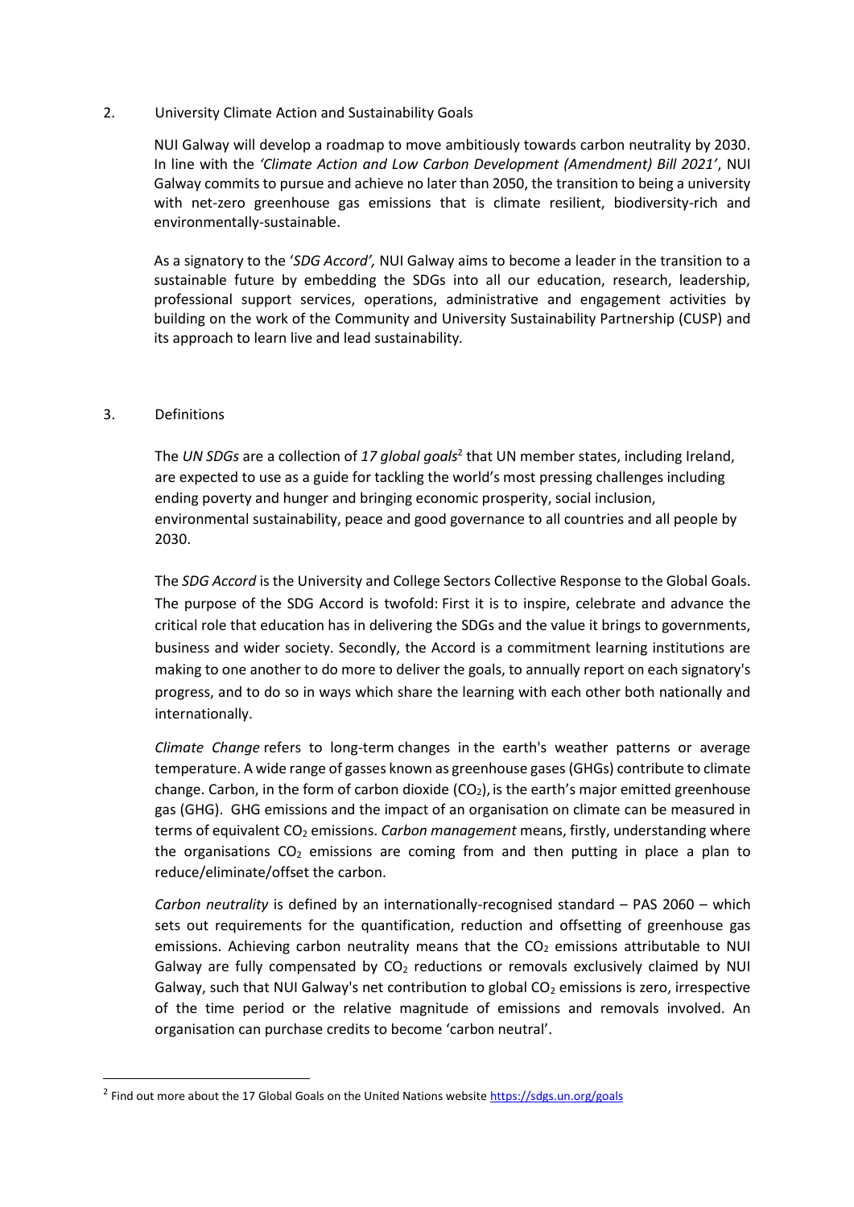## 2. University Climate Action and Sustainability Goals

NUI Galway will develop a roadmap to move ambitiously towards carbon neutrality by 2030. In line with the *'Climate Action and Low Carbon Development (Amendment) Bill 2021'*, NUI Galway commits to pursue and achieve no later than 2050, the transition to being a university with net-zero greenhouse gas emissions that is climate resilient, biodiversity-rich and environmentally-sustainable.

As a signatory to the '*SDG Accord',* NUI Galway aims to become a leader in the transition to a sustainable future by embedding the SDGs into all our education, research, leadership, professional support services, operations, administrative and engagement activities by building on the work of the Community and University Sustainability Partnership (CUSP) and its approach to learn live and lead sustainability.

## 3. Definitions

The *UN SDGs* are a collection of *17 global goals*[2] that UN member states, including Ireland, are expected to use as a guide for tackling the world's most pressing challenges including ending poverty and hunger and bringing economic prosperity, social inclusion, environmental sustainability, peace and good governance to all countries and all people by 2030.

The *SDG Accord* is the University and College Sectors Collective Response to the Global Goals. The purpose of the SDG Accord is twofold: First it is to inspire, celebrate and advance the critical role that education has in delivering the SDGs and the value it brings to governments, business and wider society. Secondly, the Accord is a commitment learning institutions are making to one another to do more to deliver the goals, to annually report on each signatory's progress, and to do so in ways which share the learning with each other both nationally and internationally.

*Climate Change* refers to long-term changes in the earth's weather patterns or average temperature. A wide range of gasses known as greenhouse gases (GHGs) contribute to climate change. Carbon, in the form of carbon dioxide ($CO_2$), is the earth's major emitted greenhouse gas (GHG). GHG emissions and the impact of an organisation on climate can be measured in terms of equivalent $CO_2$ emissions. *Carbon management* means, firstly, understanding where the organisations $CO_2$ emissions are coming from and then putting in place a plan to reduce/eliminate/offset the carbon.

*Carbon neutrality* is defined by an internationally-recognised standard – PAS 2060 – which sets out requirements for the quantification, reduction and offsetting of greenhouse gas emissions. Achieving carbon neutrality means that the $CO_2$ emissions attributable to NUI Galway are fully compensated by $CO_2$ reductions or removals exclusively claimed by NUI Galway, such that NUI Galway's net contribution to global $CO_2$ emissions is zero, irrespective of the time period or the relative magnitude of emissions and removals involved. An organisation can purchase credits to become 'carbon neutral'.

---

[2] Find out more about the 17 Global Goals on the United Nations website https://sdgs.un.org/goals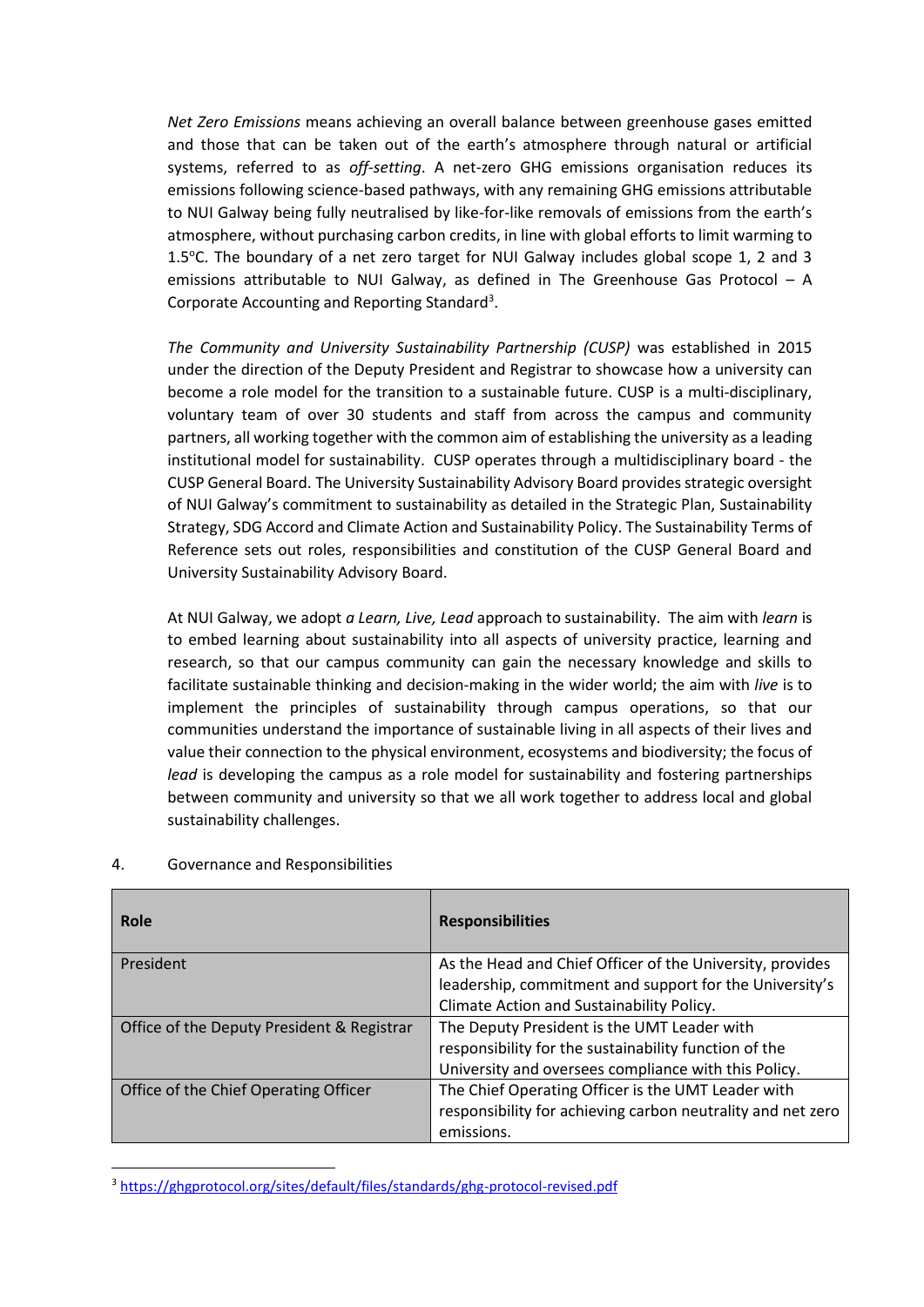*Net Zero Emissions* means achieving an overall balance between greenhouse gases emitted and those that can be taken out of the earth's atmosphere through natural or artificial systems, referred to as *off-setting*. A net-zero GHG emissions organisation reduces its emissions following science-based pathways, with any remaining GHG emissions attributable to NUI Galway being fully neutralised by like-for-like removals of emissions from the earth's atmosphere, without purchasing carbon credits, in line with global efforts to limit warming to 1.5°C. The boundary of a net zero target for NUI Galway includes global scope 1, 2 and 3 emissions attributable to NUI Galway, as defined in The Greenhouse Gas Protocol – A Corporate Accounting and Reporting Standard[3].

*The Community and University Sustainability Partnership (CUSP)* was established in 2015 under the direction of the Deputy President and Registrar to showcase how a university can become a role model for the transition to a sustainable future. CUSP is a multi-disciplinary, voluntary team of over 30 students and staff from across the campus and community partners, all working together with the common aim of establishing the university as a leading institutional model for sustainability. CUSP operates through a multidisciplinary board - the CUSP General Board. The University Sustainability Advisory Board provides strategic oversight of NUI Galway's commitment to sustainability as detailed in the Strategic Plan, Sustainability Strategy, SDG Accord and Climate Action and Sustainability Policy. The Sustainability Terms of Reference sets out roles, responsibilities and constitution of the CUSP General Board and University Sustainability Advisory Board.

At NUI Galway, we adopt *a Learn, Live, Lead* approach to sustainability. The aim with *learn* is to embed learning about sustainability into all aspects of university practice, learning and research, so that our campus community can gain the necessary knowledge and skills to facilitate sustainable thinking and decision-making in the wider world; the aim with *live* is to implement the principles of sustainability through campus operations, so that our communities understand the importance of sustainable living in all aspects of their lives and value their connection to the physical environment, ecosystems and biodiversity; the focus of *lead* is developing the campus as a role model for sustainability and fostering partnerships between community and university so that we all work together to address local and global sustainability challenges.

## 4. Governance and Responsibilities

| **Role** | **Responsibilities** |
|---|---|
| President | As the Head and Chief Officer of the University, provides leadership, commitment and support for the University's Climate Action and Sustainability Policy. |
| Office of the Deputy President & Registrar | The Deputy President is the UMT Leader with responsibility for the sustainability function of the University and oversees compliance with this Policy. |
| Office of the Chief Operating Officer | The Chief Operating Officer is the UMT Leader with responsibility for achieving carbon neutrality and net zero emissions. |

[3] https://ghgprotocol.org/sites/default/files/standards/ghg-protocol-revised.pdf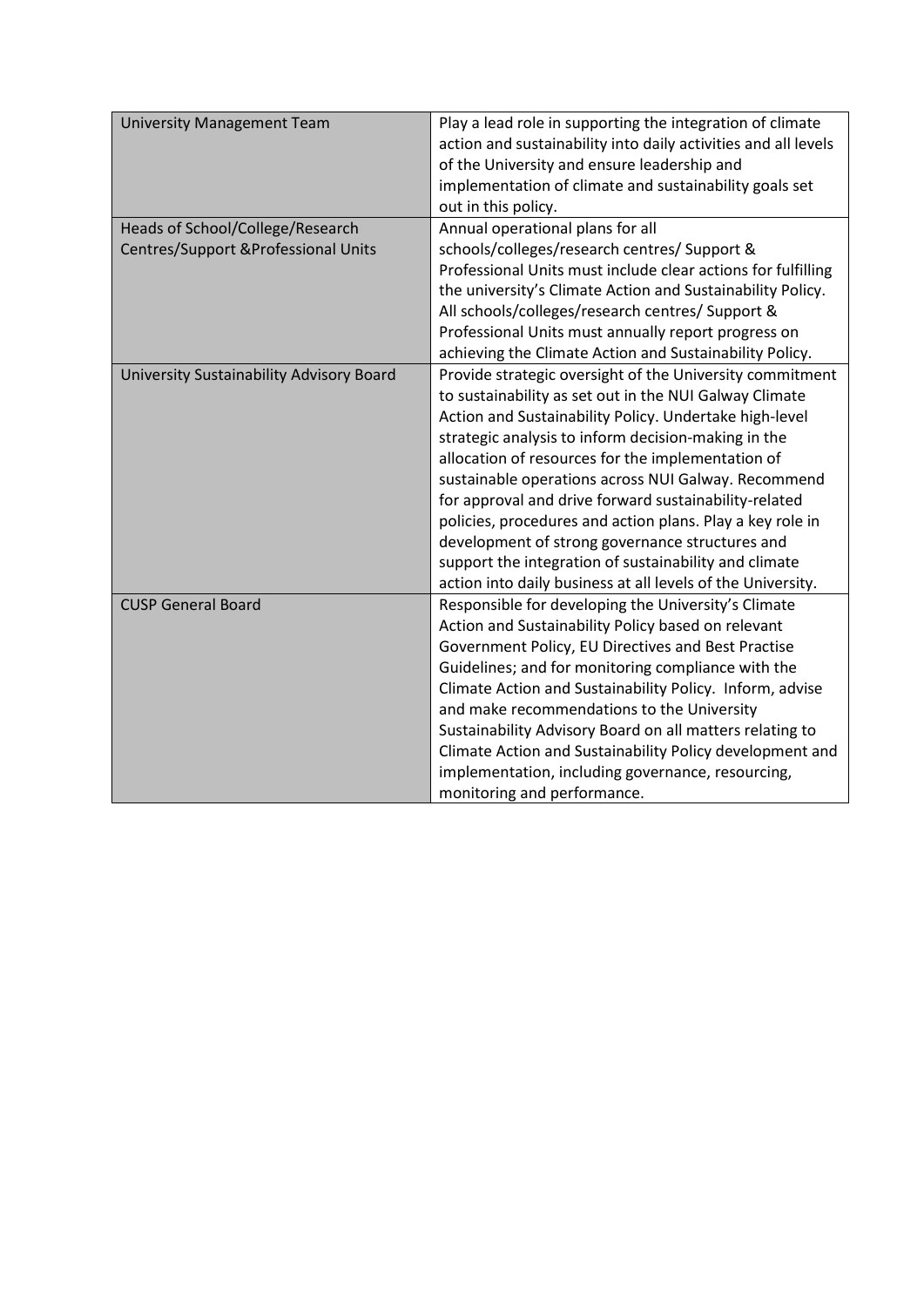| | |
|---|---|
| University Management Team | Play a lead role in supporting the integration of climate action and sustainability into daily activities and all levels of the University and ensure leadership and implementation of climate and sustainability goals set out in this policy. |
| Heads of School/College/Research Centres/Support &Professional Units | Annual operational plans for all schools/colleges/research centres/ Support & Professional Units must include clear actions for fulfilling the university's Climate Action and Sustainability Policy. All schools/colleges/research centres/ Support & Professional Units must annually report progress on achieving the Climate Action and Sustainability Policy. |
| University Sustainability Advisory Board | Provide strategic oversight of the University commitment to sustainability as set out in the NUI Galway Climate Action and Sustainability Policy. Undertake high-level strategic analysis to inform decision-making in the allocation of resources for the implementation of sustainable operations across NUI Galway. Recommend for approval and drive forward sustainability-related policies, procedures and action plans. Play a key role in development of strong governance structures and support the integration of sustainability and climate action into daily business at all levels of the University. |
| CUSP General Board | Responsible for developing the University's Climate Action and Sustainability Policy based on relevant Government Policy, EU Directives and Best Practise Guidelines; and for monitoring compliance with the Climate Action and Sustainability Policy. Inform, advise and make recommendations to the University Sustainability Advisory Board on all matters relating to Climate Action and Sustainability Policy development and implementation, including governance, resourcing, monitoring and performance. |